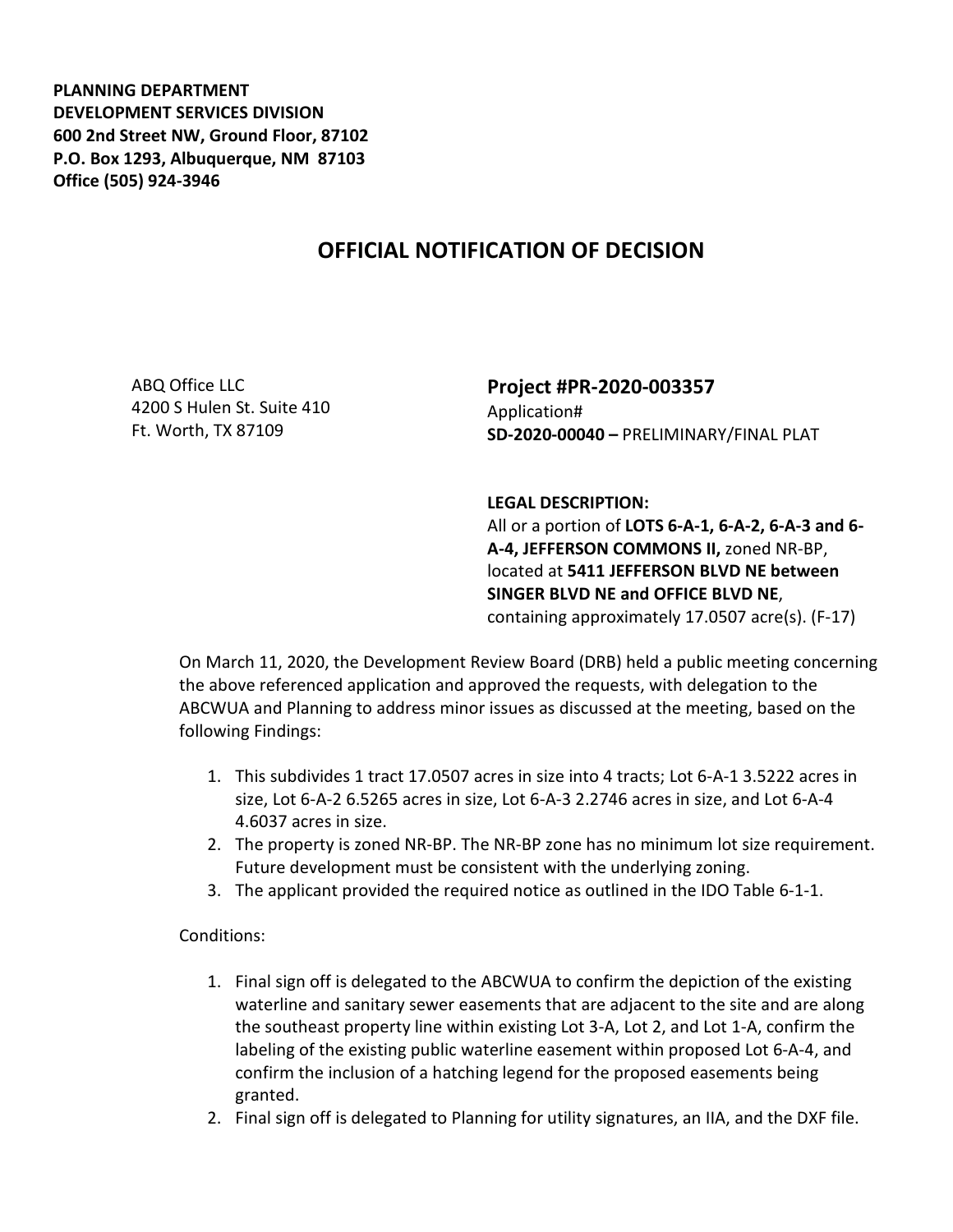**PLANNING DEPARTMENT**
**DEVELOPMENT SERVICES DIVISION**
**600 2nd Street NW, Ground Floor, 87102**
**P.O. Box 1293, Albuquerque, NM 87103**
**Office (505) 924-3946**

# OFFICIAL NOTIFICATION OF DECISION

ABQ Office LLC
4200 S Hulen St. Suite 410
Ft. Worth, TX 87109

**Project #PR-2020-003357**
Application#
**SD-2020-00040 –** PRELIMINARY/FINAL PLAT

**LEGAL DESCRIPTION:**
All or a portion of **LOTS 6-A-1, 6-A-2, 6-A-3 and 6-A-4, JEFFERSON COMMONS II,** zoned NR-BP, located at **5411 JEFFERSON BLVD NE between SINGER BLVD NE and OFFICE BLVD NE**, containing approximately 17.0507 acre(s). (F-17)

On March 11, 2020, the Development Review Board (DRB) held a public meeting concerning the above referenced application and approved the requests, with delegation to the ABCWUA and Planning to address minor issues as discussed at the meeting, based on the following Findings:

1. This subdivides 1 tract 17.0507 acres in size into 4 tracts; Lot 6-A-1 3.5222 acres in size, Lot 6-A-2 6.5265 acres in size, Lot 6-A-3 2.2746 acres in size, and Lot 6-A-4 4.6037 acres in size.
2. The property is zoned NR-BP. The NR-BP zone has no minimum lot size requirement. Future development must be consistent with the underlying zoning.
3. The applicant provided the required notice as outlined in the IDO Table 6-1-1.

Conditions:

1. Final sign off is delegated to the ABCWUA to confirm the depiction of the existing waterline and sanitary sewer easements that are adjacent to the site and are along the southeast property line within existing Lot 3-A, Lot 2, and Lot 1-A, confirm the labeling of the existing public waterline easement within proposed Lot 6-A-4, and confirm the inclusion of a hatching legend for the proposed easements being granted.
2. Final sign off is delegated to Planning for utility signatures, an IIA, and the DXF file.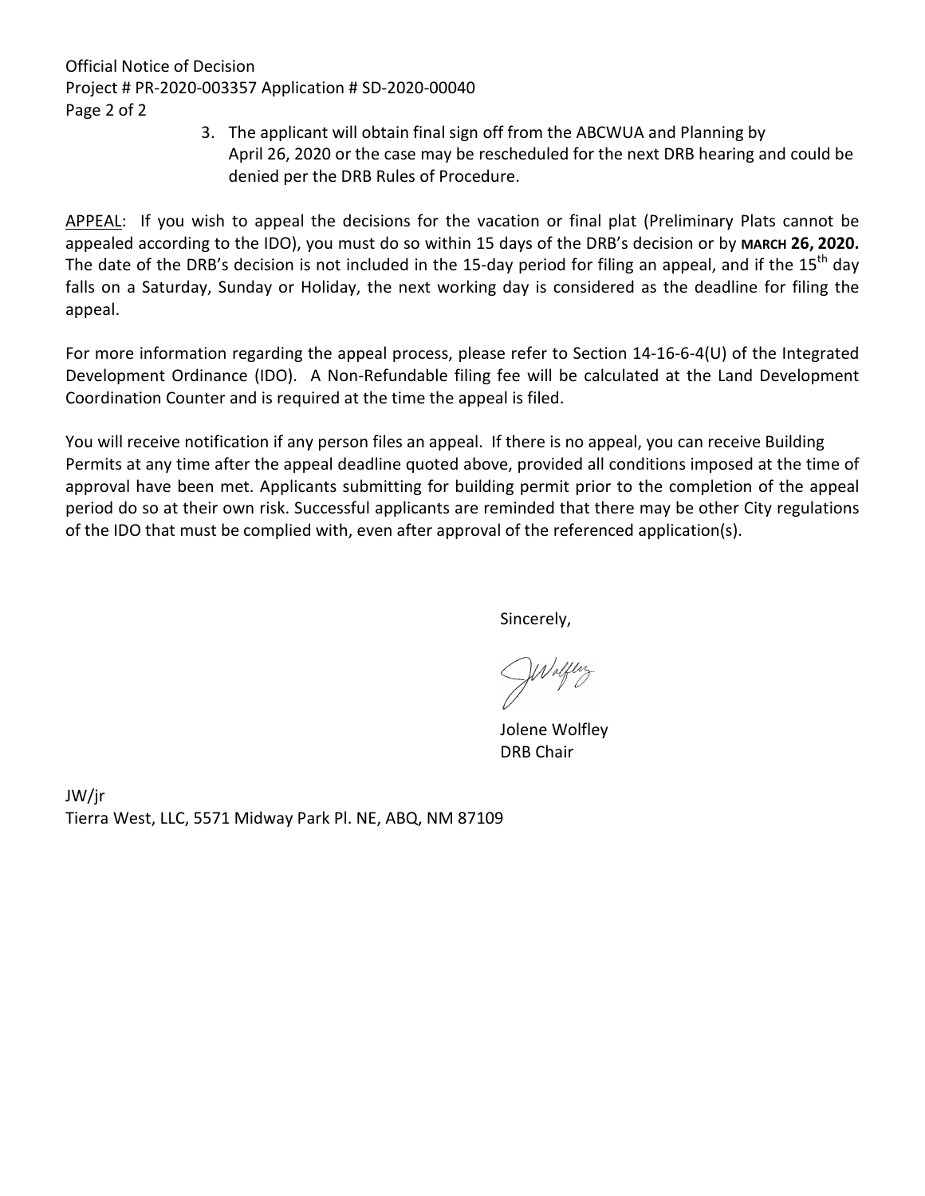3. The applicant will obtain final sign off from the ABCWUA and Planning by April 26, 2020 or the case may be rescheduled for the next DRB hearing and could be denied per the DRB Rules of Procedure.

APPEAL: If you wish to appeal the decisions for the vacation or final plat (Preliminary Plats cannot be appealed according to the IDO), you must do so within 15 days of the DRB's decision or by **MARCH 26, 2020.** The date of the DRB's decision is not included in the 15-day period for filing an appeal, and if the 15th day falls on a Saturday, Sunday or Holiday, the next working day is considered as the deadline for filing the appeal.

For more information regarding the appeal process, please refer to Section 14-16-6-4(U) of the Integrated Development Ordinance (IDO). A Non-Refundable filing fee will be calculated at the Land Development Coordination Counter and is required at the time the appeal is filed.

You will receive notification if any person files an appeal. If there is no appeal, you can receive Building Permits at any time after the appeal deadline quoted above, provided all conditions imposed at the time of approval have been met. Applicants submitting for building permit prior to the completion of the appeal period do so at their own risk. Successful applicants are reminded that there may be other City regulations of the IDO that must be complied with, even after approval of the referenced application(s).

Sincerely,

Jolene Wolfley
DRB Chair

JW/jr
Tierra West, LLC, 5571 Midway Park Pl. NE, ABQ, NM 87109